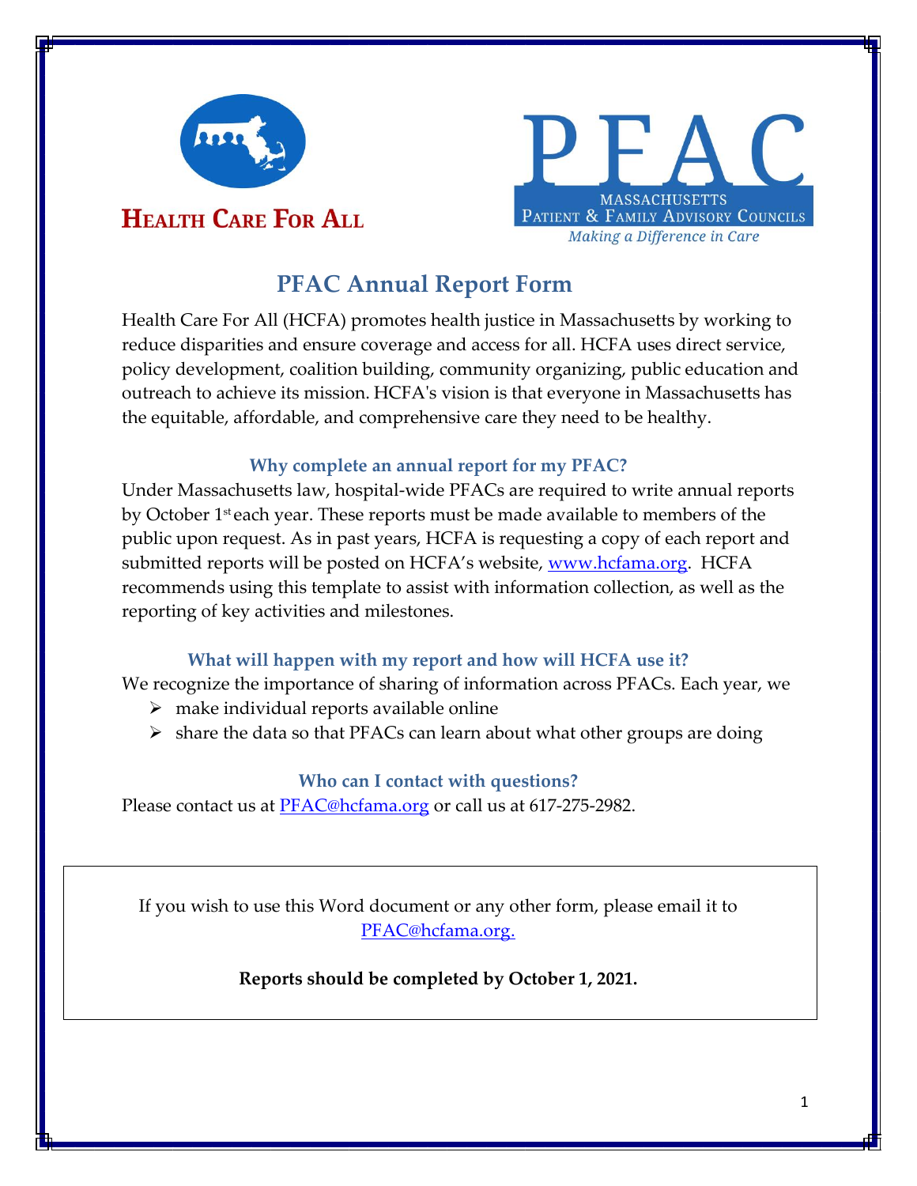HEALTH CARE FOR ALL

PFAC
MASSACHUSETTS
PATIENT & FAMILY ADVISORY COUNCILS
*Making a Difference in Care*

# PFAC Annual Report Form

Health Care For All (HCFA) promotes health justice in Massachusetts by working to reduce disparities and ensure coverage and access for all. HCFA uses direct service, policy development, coalition building, community organizing, public education and outreach to achieve its mission. HCFA's vision is that everyone in Massachusetts has the equitable, affordable, and comprehensive care they need to be healthy.

### Why complete an annual report for my PFAC?

Under Massachusetts law, hospital-wide PFACs are required to write annual reports by October 1st each year. These reports must be made available to members of the public upon request. As in past years, HCFA is requesting a copy of each report and submitted reports will be posted on HCFA's website, www.hcfama.org. HCFA recommends using this template to assist with information collection, as well as the reporting of key activities and milestones.

### What will happen with my report and how will HCFA use it?

We recognize the importance of sharing of information across PFACs. Each year, we

- make individual reports available online
- share the data so that PFACs can learn about what other groups are doing

### Who can I contact with questions?

Please contact us at PFAC@hcfama.org or call us at 617-275-2982.

If you wish to use this Word document or any other form, please email it to PFAC@hcfama.org.

**Reports should be completed by October 1, 2021.**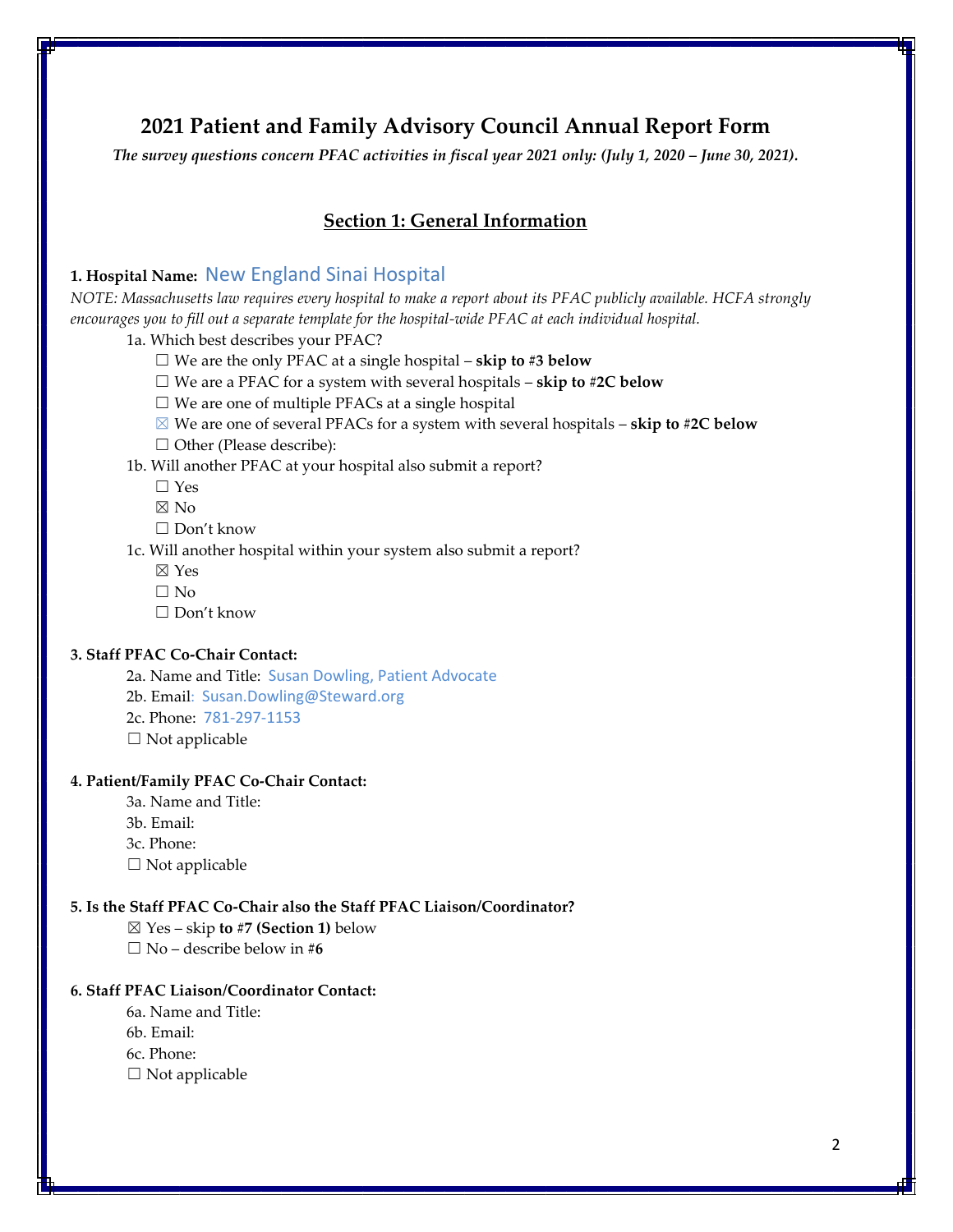# 2021 Patient and Family Advisory Council Annual Report Form

*The survey questions concern PFAC activities in fiscal year 2021 only: (July 1, 2020 – June 30, 2021).*

## Section 1: General Information

**1. Hospital Name:** New England Sinai Hospital

*NOTE: Massachusetts law requires every hospital to make a report about its PFAC publicly available. HCFA strongly encourages you to fill out a separate template for the hospital-wide PFAC at each individual hospital.*

1a. Which best describes your PFAC?

- ☐ We are the only PFAC at a single hospital – **skip to #3 below**
- ☐ We are a PFAC for a system with several hospitals – **skip to #2C below**
- ☐ We are one of multiple PFACs at a single hospital
- ☒ We are one of several PFACs for a system with several hospitals – **skip to #2C below**
- ☐ Other (Please describe):

1b. Will another PFAC at your hospital also submit a report?

- ☐ Yes
- ☒ No
- ☐ Don't know

1c. Will another hospital within your system also submit a report?

- ☒ Yes
- ☐ No
- ☐ Don't know

**3. Staff PFAC Co-Chair Contact:**

2a. Name and Title: Susan Dowling, Patient Advocate

2b. Email: Susan.Dowling@Steward.org

2c. Phone: 781-297-1153

☐ Not applicable

**4. Patient/Family PFAC Co-Chair Contact:**

3a. Name and Title:

3b. Email:

3c. Phone:

☐ Not applicable

**5. Is the Staff PFAC Co-Chair also the Staff PFAC Liaison/Coordinator?**

- ☒ Yes – skip **to #7 (Section 1)** below
- ☐ No – describe below in **#6**

**6. Staff PFAC Liaison/Coordinator Contact:**

6a. Name and Title:

6b. Email:

6c. Phone:

☐ Not applicable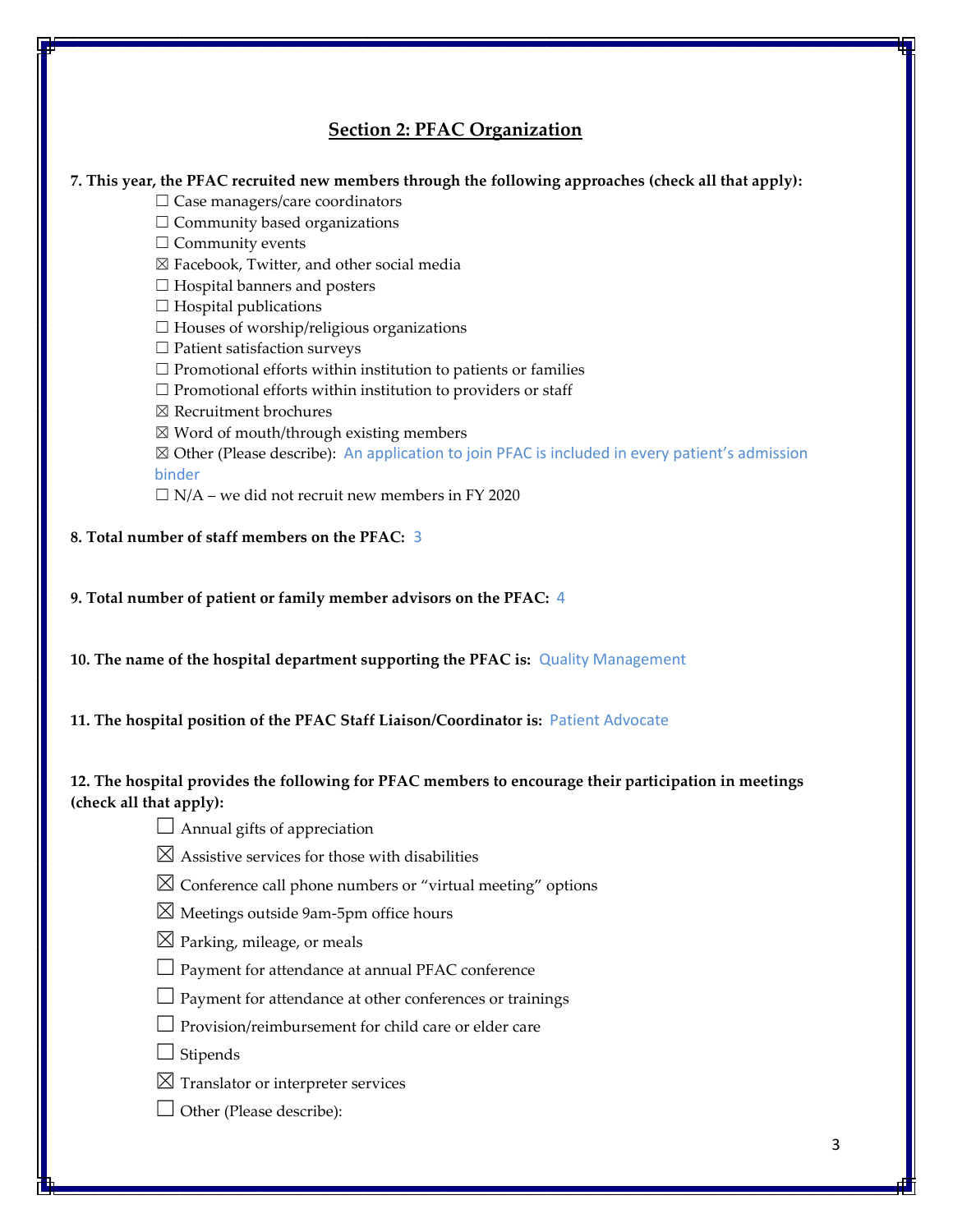## Section 2: PFAC Organization

**7. This year, the PFAC recruited new members through the following approaches (check all that apply):**

☐ Case managers/care coordinators
☐ Community based organizations
☐ Community events
☒ Facebook, Twitter, and other social media
☐ Hospital banners and posters
☐ Hospital publications
☐ Houses of worship/religious organizations
☐ Patient satisfaction surveys
☐ Promotional efforts within institution to patients or families
☐ Promotional efforts within institution to providers or staff
☒ Recruitment brochures
☒ Word of mouth/through existing members
☒ Other (Please describe): An application to join PFAC is included in every patient's admission binder
☐ N/A – we did not recruit new members in FY 2020

**8. Total number of staff members on the PFAC:** 3

**9. Total number of patient or family member advisors on the PFAC:** 4

**10. The name of the hospital department supporting the PFAC is:** Quality Management

**11. The hospital position of the PFAC Staff Liaison/Coordinator is:** Patient Advocate

**12. The hospital provides the following for PFAC members to encourage their participation in meetings (check all that apply):**

☐ Annual gifts of appreciation
☒ Assistive services for those with disabilities
☒ Conference call phone numbers or "virtual meeting" options
☒ Meetings outside 9am-5pm office hours
☒ Parking, mileage, or meals
☐ Payment for attendance at annual PFAC conference
☐ Payment for attendance at other conferences or trainings
☐ Provision/reimbursement for child care or elder care
☐ Stipends
☒ Translator or interpreter services
☐ Other (Please describe):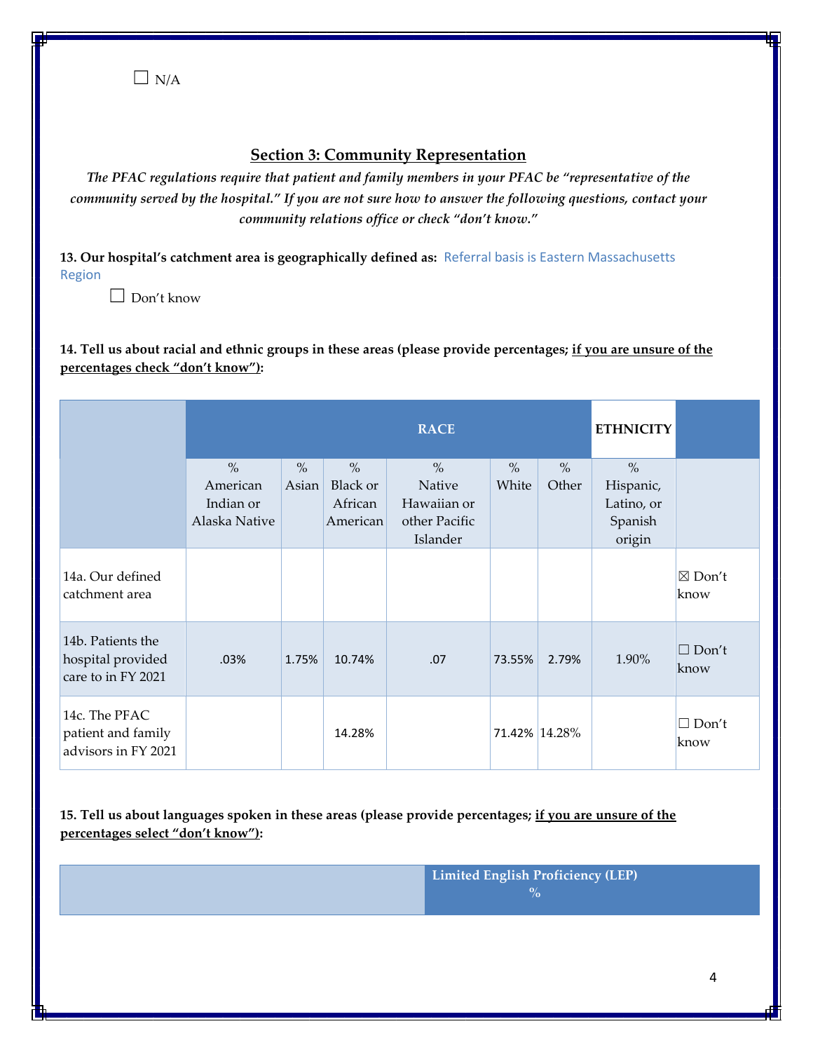☐ N/A

## Section 3: Community Representation

*The PFAC regulations require that patient and family members in your PFAC be "representative of the community served by the hospital." If you are not sure how to answer the following questions, contact your community relations office or check "don't know."*

**13. Our hospital's catchment area is geographically defined as:** Referral basis is Eastern Massachusetts Region

☐ Don't know

**14. Tell us about racial and ethnic groups in these areas (please provide percentages; <u>if you are unsure of the percentages check "don't know"</u>):**

| | RACE | | | | | | ETHNICITY | |
|---|---|---|---|---|---|---|---|---|
| | % American Indian or Alaska Native | % Asian | % Black or African American | % Native Hawaiian or other Pacific Islander | % White | % Other | % Hispanic, Latino, or Spanish origin | |
| 14a. Our defined catchment area | | | | | | | | ☒ Don't know |
| 14b. Patients the hospital provided care to in FY 2021 | .03% | 1.75% | 10.74% | .07 | 73.55% | 2.79% | 1.90% | ☐ Don't know |
| 14c. The PFAC patient and family advisors in FY 2021 | | | 14.28% | | 71.42% | 14.28% | | ☐ Don't know |

**15. Tell us about languages spoken in these areas (please provide percentages; <u>if you are unsure of the percentages select "don't know"</u>):**

| | Limited English Proficiency (LEP) % |
|---|---|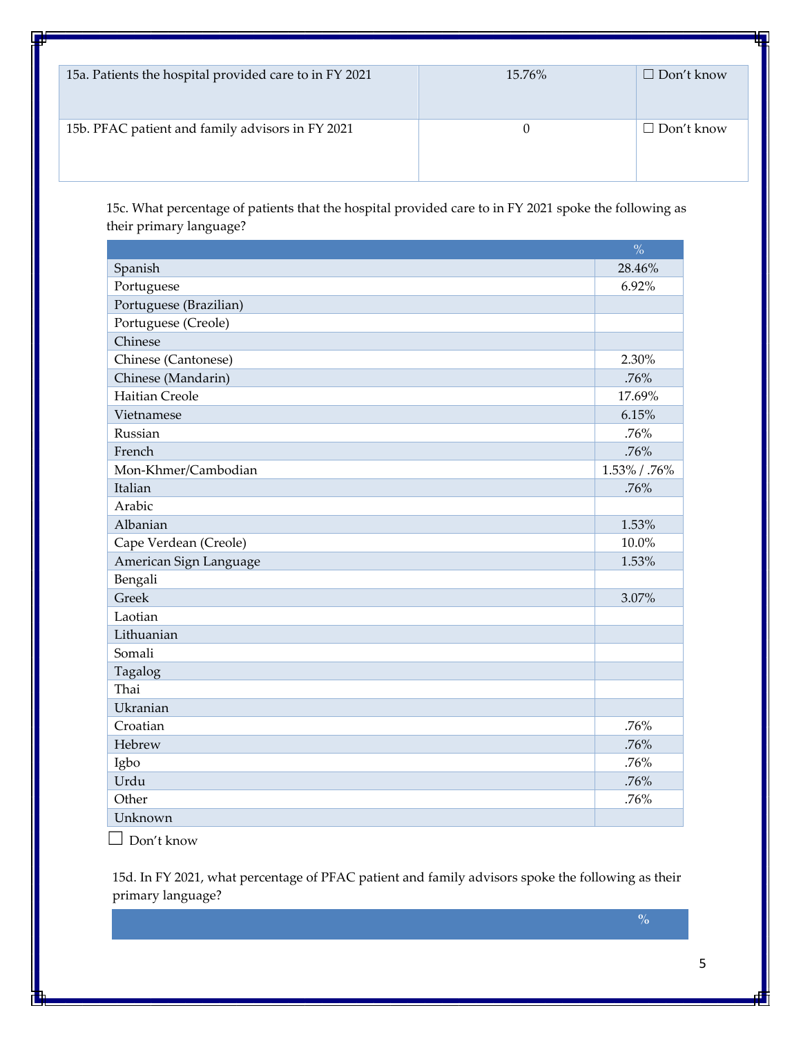| 15a. Patients the hospital provided care to in FY 2021 | 15.76% | ☐ Don't know |
|---|---|---|
| 15b. PFAC patient and family advisors in FY 2021 | 0 | ☐ Don't know |

15c. What percentage of patients that the hospital provided care to in FY 2021 spoke the following as their primary language?

| | % |
|---|---|
| Spanish | 28.46% |
| Portuguese | 6.92% |
| Portuguese (Brazilian) | |
| Portuguese (Creole) | |
| Chinese | |
| Chinese (Cantonese) | 2.30% |
| Chinese (Mandarin) | .76% |
| Haitian Creole | 17.69% |
| Vietnamese | 6.15% |
| Russian | .76% |
| French | .76% |
| Mon-Khmer/Cambodian | 1.53% / .76% |
| Italian | .76% |
| Arabic | |
| Albanian | 1.53% |
| Cape Verdean (Creole) | 10.0% |
| American Sign Language | 1.53% |
| Bengali | |
| Greek | 3.07% |
| Laotian | |
| Lithuanian | |
| Somali | |
| Tagalog | |
| Thai | |
| Ukranian | |
| Croatian | .76% |
| Hebrew | .76% |
| Igbo | .76% |
| Urdu | .76% |
| Other | .76% |
| Unknown | |

☐ Don't know

15d. In FY 2021, what percentage of PFAC patient and family advisors spoke the following as their primary language?

| | % |
|---|---|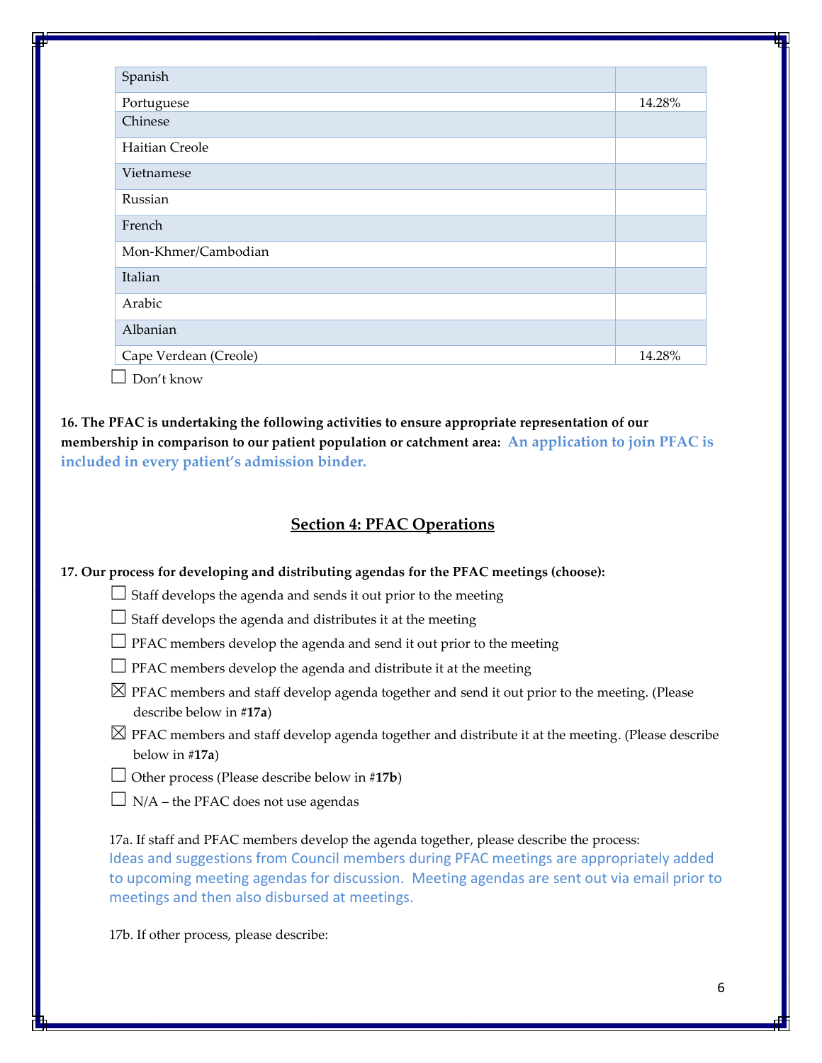| Spanish | |
|---|---|
| Portuguese | 14.28% |
| Chinese | |
| Haitian Creole | |
| Vietnamese | |
| Russian | |
| French | |
| Mon-Khmer/Cambodian | |
| Italian | |
| Arabic | |
| Albanian | |
| Cape Verdean (Creole) | 14.28% |

☐ Don't know

**16. The PFAC is undertaking the following activities to ensure appropriate representation of our membership in comparison to our patient population or catchment area:** **An application to join PFAC is included in every patient's admission binder.**

## Section 4: PFAC Operations

**17. Our process for developing and distributing agendas for the PFAC meetings (choose):**

☐ Staff develops the agenda and sends it out prior to the meeting

☐ Staff develops the agenda and distributes it at the meeting

☐ PFAC members develop the agenda and send it out prior to the meeting

☐ PFAC members develop the agenda and distribute it at the meeting

☒ PFAC members and staff develop agenda together and send it out prior to the meeting. (Please describe below in #**17a**)

☒ PFAC members and staff develop agenda together and distribute it at the meeting. (Please describe below in #**17a**)

☐ Other process (Please describe below in #**17b**)

☐ N/A – the PFAC does not use agendas

17a. If staff and PFAC members develop the agenda together, please describe the process:
Ideas and suggestions from Council members during PFAC meetings are appropriately added to upcoming meeting agendas for discussion. Meeting agendas are sent out via email prior to meetings and then also disbursed at meetings.

17b. If other process, please describe: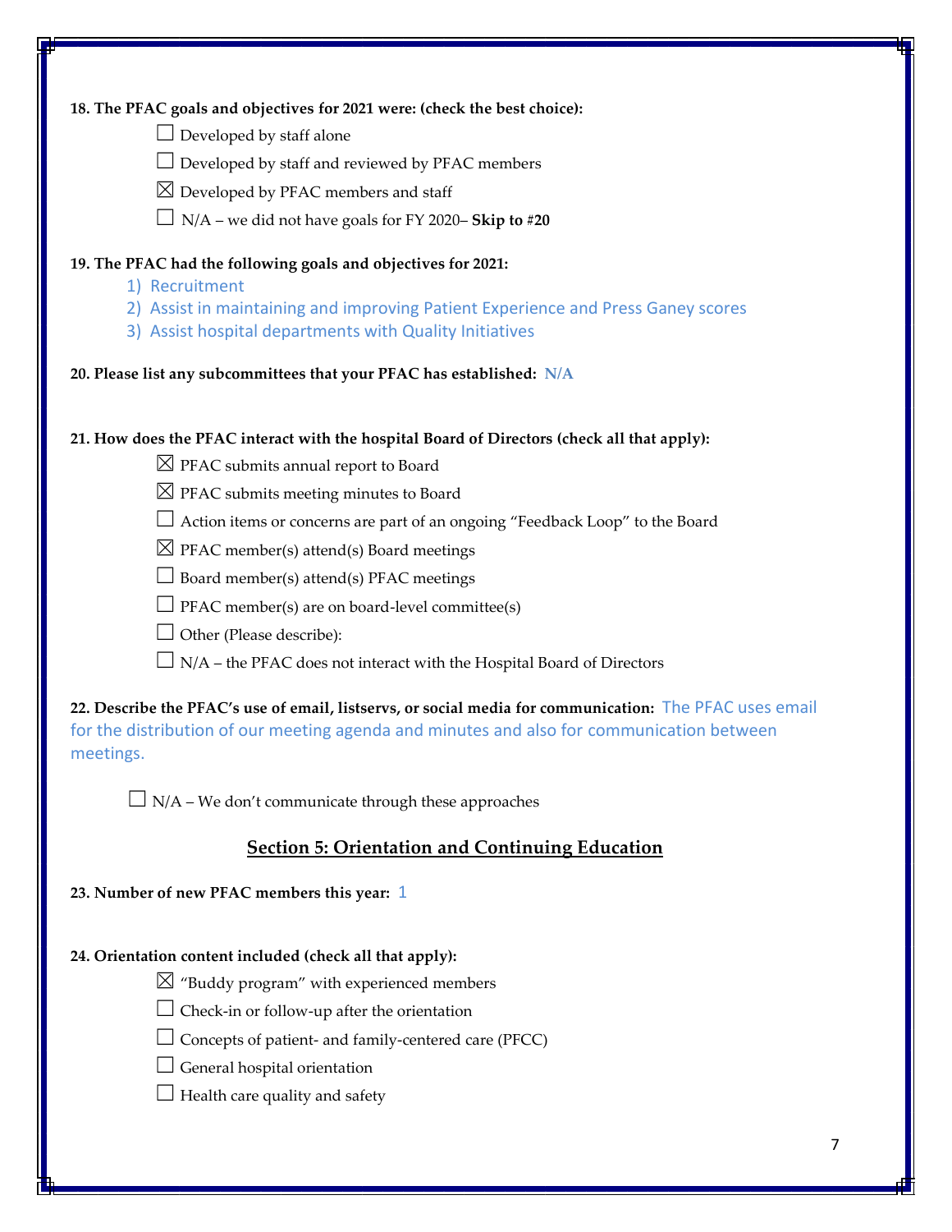**18. The PFAC goals and objectives for 2021 were: (check the best choice):**

☐ Developed by staff alone

☐ Developed by staff and reviewed by PFAC members

☒ Developed by PFAC members and staff

☐ N/A – we did not have goals for FY 2020– **Skip to #20**

**19. The PFAC had the following goals and objectives for 2021:**

1) Recruitment
2) Assist in maintaining and improving Patient Experience and Press Ganey scores
3) Assist hospital departments with Quality Initiatives

**20. Please list any subcommittees that your PFAC has established:** N/A

**21. How does the PFAC interact with the hospital Board of Directors (check all that apply):**

☒ PFAC submits annual report to Board

☒ PFAC submits meeting minutes to Board

☐ Action items or concerns are part of an ongoing "Feedback Loop" to the Board

☒ PFAC member(s) attend(s) Board meetings

☐ Board member(s) attend(s) PFAC meetings

☐ PFAC member(s) are on board-level committee(s)

☐ Other (Please describe):

☐ N/A – the PFAC does not interact with the Hospital Board of Directors

**22. Describe the PFAC's use of email, listservs, or social media for communication:** The PFAC uses email for the distribution of our meeting agenda and minutes and also for communication between meetings.

☐ N/A – We don't communicate through these approaches

## Section 5: Orientation and Continuing Education

**23. Number of new PFAC members this year:** 1

**24. Orientation content included (check all that apply):**

☒ "Buddy program" with experienced members

☐ Check-in or follow-up after the orientation

☐ Concepts of patient- and family-centered care (PFCC)

☐ General hospital orientation

☐ Health care quality and safety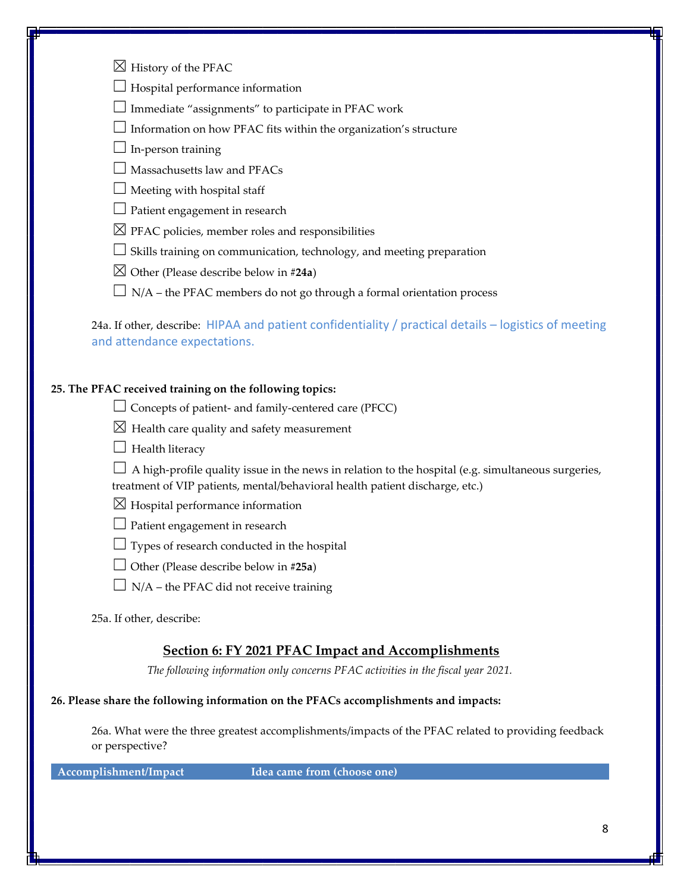☒ History of the PFAC

☐ Hospital performance information

☐ Immediate "assignments" to participate in PFAC work

☐ Information on how PFAC fits within the organization's structure

☐ In-person training

☐ Massachusetts law and PFACs

☐ Meeting with hospital staff

☐ Patient engagement in research

☒ PFAC policies, member roles and responsibilities

☐ Skills training on communication, technology, and meeting preparation

☒ Other (Please describe below in #**24a**)

☐ N/A – the PFAC members do not go through a formal orientation process

24a. If other, describe: HIPAA and patient confidentiality / practical details – logistics of meeting and attendance expectations.

**25. The PFAC received training on the following topics:**

☐ Concepts of patient- and family-centered care (PFCC)

☒ Health care quality and safety measurement

☐ Health literacy

☐ A high-profile quality issue in the news in relation to the hospital (e.g. simultaneous surgeries, treatment of VIP patients, mental/behavioral health patient discharge, etc.)

☒ Hospital performance information

☐ Patient engagement in research

☐ Types of research conducted in the hospital

☐ Other (Please describe below in #**25a**)

☐ N/A – the PFAC did not receive training

25a. If other, describe:

## Section 6: FY 2021 PFAC Impact and Accomplishments

*The following information only concerns PFAC activities in the fiscal year 2021.*

**26. Please share the following information on the PFACs accomplishments and impacts:**

26a. What were the three greatest accomplishments/impacts of the PFAC related to providing feedback or perspective?

| Accomplishment/Impact | Idea came from (choose one) |
|---|---|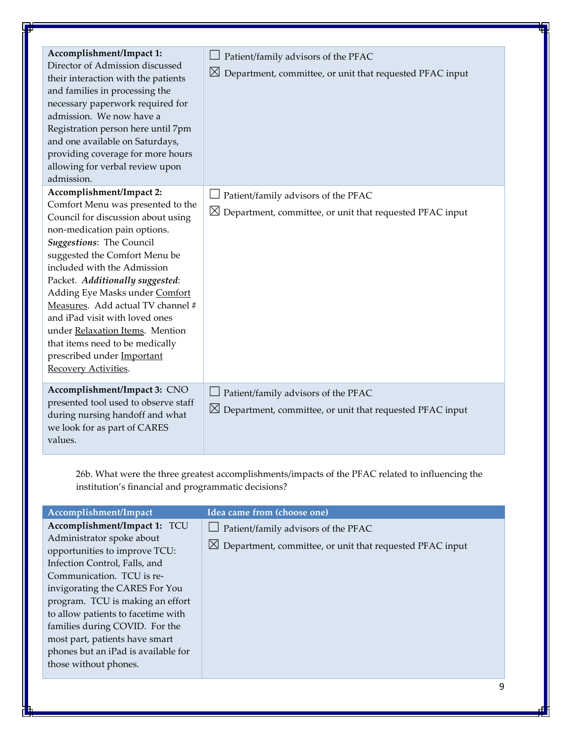| | |
|---|---|
| **Accomplishment/Impact 1:** Director of Admission discussed their interaction with the patients and families in processing the necessary paperwork required for admission. We now have a Registration person here until 7pm and one available on Saturdays, providing coverage for more hours allowing for verbal review upon admission. | ☐ Patient/family advisors of the PFAC<br>☒ Department, committee, or unit that requested PFAC input |
| **Accomplishment/Impact 2:** Comfort Menu was presented to the Council for discussion about using non-medication pain options. ***Suggestions***: The Council suggested the Comfort Menu be included with the Admission Packet. ***Additionally suggested***: Adding Eye Masks under <u>Comfort Measures</u>. Add actual TV channel # and iPad visit with loved ones under <u>Relaxation Items</u>. Mention that items need to be medically prescribed under <u>Important Recovery Activities</u>. | ☐ Patient/family advisors of the PFAC<br>☒ Department, committee, or unit that requested PFAC input |
| **Accomplishment/Impact 3:** CNO presented tool used to observe staff during nursing handoff and what we look for as part of CARES values. | ☐ Patient/family advisors of the PFAC<br>☒ Department, committee, or unit that requested PFAC input |

26b. What were the three greatest accomplishments/impacts of the PFAC related to influencing the institution's financial and programmatic decisions?

| Accomplishment/Impact | Idea came from (choose one) |
|---|---|
| **Accomplishment/Impact 1:** TCU Administrator spoke about opportunities to improve TCU: Infection Control, Falls, and Communication. TCU is re-invigorating the CARES For You program. TCU is making an effort to allow patients to facetime with families during COVID. For the most part, patients have smart phones but an iPad is available for those without phones. | ☐ Patient/family advisors of the PFAC<br>☒ Department, committee, or unit that requested PFAC input |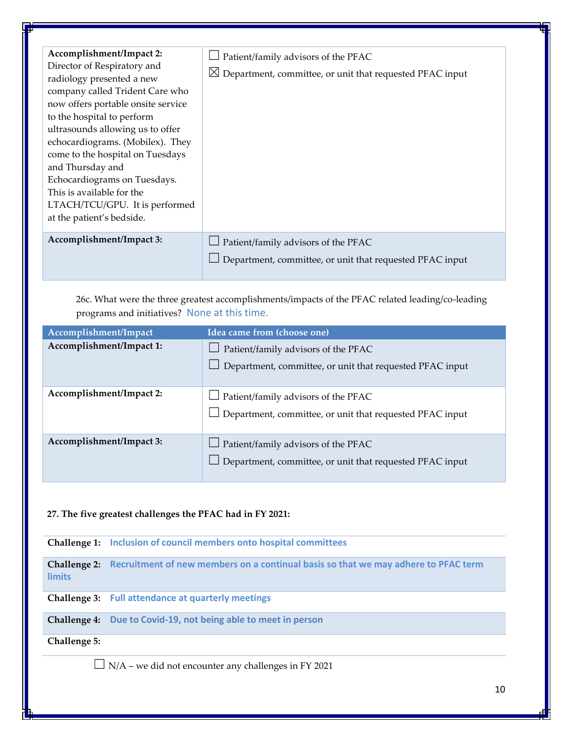| | |
|---|---|
| **Accomplishment/Impact 2:** Director of Respiratory and radiology presented a new company called Trident Care who now offers portable onsite service to the hospital to perform ultrasounds allowing us to offer echocardiograms. (Mobilex). They come to the hospital on Tuesdays and Thursday and Echocardiograms on Tuesdays. This is available for the LTACH/TCU/GPU. It is performed at the patient's bedside. | ☐ Patient/family advisors of the PFAC<br>☒ Department, committee, or unit that requested PFAC input |
| **Accomplishment/Impact 3:** | ☐ Patient/family advisors of the PFAC<br>☐ Department, committee, or unit that requested PFAC input |

26c. What were the three greatest accomplishments/impacts of the PFAC related leading/co-leading programs and initiatives? None at this time.

| Accomplishment/Impact | Idea came from (choose one) |
|---|---|
| **Accomplishment/Impact 1:** | ☐ Patient/family advisors of the PFAC<br>☐ Department, committee, or unit that requested PFAC input |
| **Accomplishment/Impact 2:** | ☐ Patient/family advisors of the PFAC<br>☐ Department, committee, or unit that requested PFAC input |
| **Accomplishment/Impact 3:** | ☐ Patient/family advisors of the PFAC<br>☐ Department, committee, or unit that requested PFAC input |

**27. The five greatest challenges the PFAC had in FY 2021:**

| | |
|---|---|
| **Challenge 1:** | **Inclusion of council members onto hospital committees** |
| **Challenge 2:** | **Recruitment of new members on a continual basis so that we may adhere to PFAC term limits** |
| **Challenge 3:** | **Full attendance at quarterly meetings** |
| **Challenge 4:** | **Due to Covid-19, not being able to meet in person** |
| **Challenge 5:** | |

☐ N/A – we did not encounter any challenges in FY 2021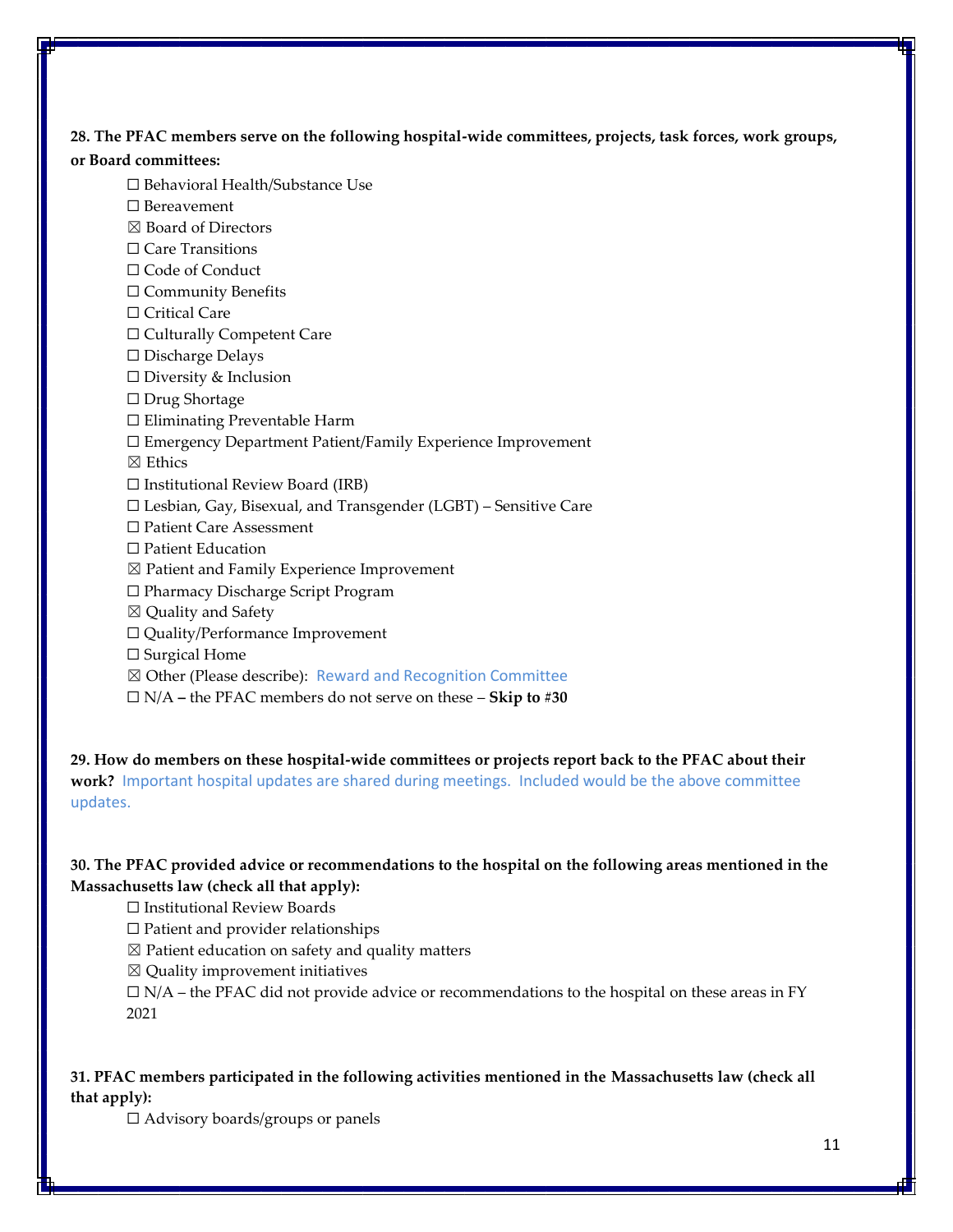**28. The PFAC members serve on the following hospital-wide committees, projects, task forces, work groups, or Board committees:**

☐ Behavioral Health/Substance Use
☐ Bereavement
☒ Board of Directors
☐ Care Transitions
☐ Code of Conduct
☐ Community Benefits
☐ Critical Care
☐ Culturally Competent Care
☐ Discharge Delays
☐ Diversity & Inclusion
☐ Drug Shortage
☐ Eliminating Preventable Harm
☐ Emergency Department Patient/Family Experience Improvement
☒ Ethics
☐ Institutional Review Board (IRB)
☐ Lesbian, Gay, Bisexual, and Transgender (LGBT) – Sensitive Care
☐ Patient Care Assessment
☐ Patient Education
☒ Patient and Family Experience Improvement
☐ Pharmacy Discharge Script Program
☒ Quality and Safety
☐ Quality/Performance Improvement
☐ Surgical Home
☒ Other (Please describe): Reward and Recognition Committee
☐ N/A **–** the PFAC members do not serve on these – **Skip to #30**

**29. How do members on these hospital-wide committees or projects report back to the PFAC about their work?** Important hospital updates are shared during meetings. Included would be the above committee updates.

**30. The PFAC provided advice or recommendations to the hospital on the following areas mentioned in the Massachusetts law (check all that apply):**

☐ Institutional Review Boards
☐ Patient and provider relationships
☒ Patient education on safety and quality matters
☒ Quality improvement initiatives
☐ N/A – the PFAC did not provide advice or recommendations to the hospital on these areas in FY 2021

**31. PFAC members participated in the following activities mentioned in the Massachusetts law (check all that apply):**

☐ Advisory boards/groups or panels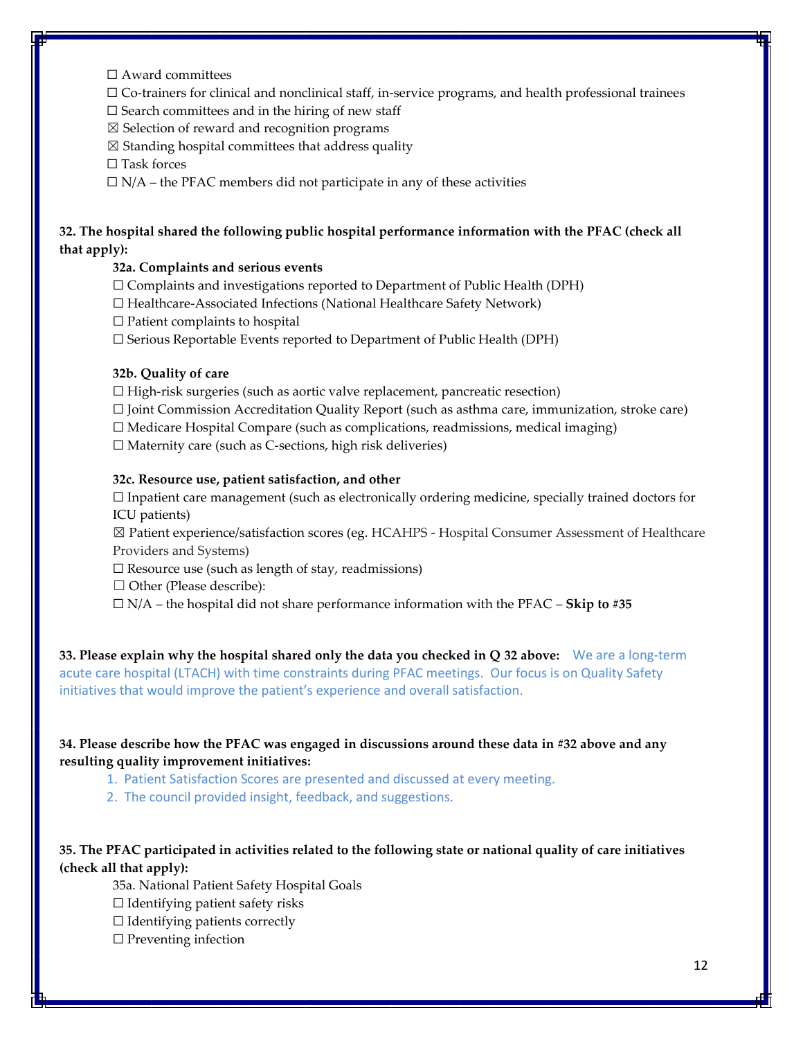☐ Award committees

☐ Co-trainers for clinical and nonclinical staff, in-service programs, and health professional trainees

☐ Search committees and in the hiring of new staff

☒ Selection of reward and recognition programs

☒ Standing hospital committees that address quality

☐ Task forces

☐ N/A – the PFAC members did not participate in any of these activities

**32. The hospital shared the following public hospital performance information with the PFAC (check all that apply):**

**32a. Complaints and serious events**

☐ Complaints and investigations reported to Department of Public Health (DPH)

☐ Healthcare-Associated Infections (National Healthcare Safety Network)

☐ Patient complaints to hospital

☐ Serious Reportable Events reported to Department of Public Health (DPH)

**32b. Quality of care**

☐ High-risk surgeries (such as aortic valve replacement, pancreatic resection)

☐ Joint Commission Accreditation Quality Report (such as asthma care, immunization, stroke care)

☐ Medicare Hospital Compare (such as complications, readmissions, medical imaging)

☐ Maternity care (such as C-sections, high risk deliveries)

**32c. Resource use, patient satisfaction, and other**

☐ Inpatient care management (such as electronically ordering medicine, specially trained doctors for ICU patients)

☒ Patient experience/satisfaction scores (eg. HCAHPS - Hospital Consumer Assessment of Healthcare Providers and Systems)

☐ Resource use (such as length of stay, readmissions)

☐ Other (Please describe):

☐ N/A – the hospital did not share performance information with the PFAC – **Skip to #35**

**33. Please explain why the hospital shared only the data you checked in Q 32 above:** We are a long-term acute care hospital (LTACH) with time constraints during PFAC meetings. Our focus is on Quality Safety initiatives that would improve the patient's experience and overall satisfaction.

**34. Please describe how the PFAC was engaged in discussions around these data in #32 above and any resulting quality improvement initiatives:**

1. Patient Satisfaction Scores are presented and discussed at every meeting.
2. The council provided insight, feedback, and suggestions.

**35. The PFAC participated in activities related to the following state or national quality of care initiatives (check all that apply):**

35a. National Patient Safety Hospital Goals

☐ Identifying patient safety risks

☐ Identifying patients correctly

☐ Preventing infection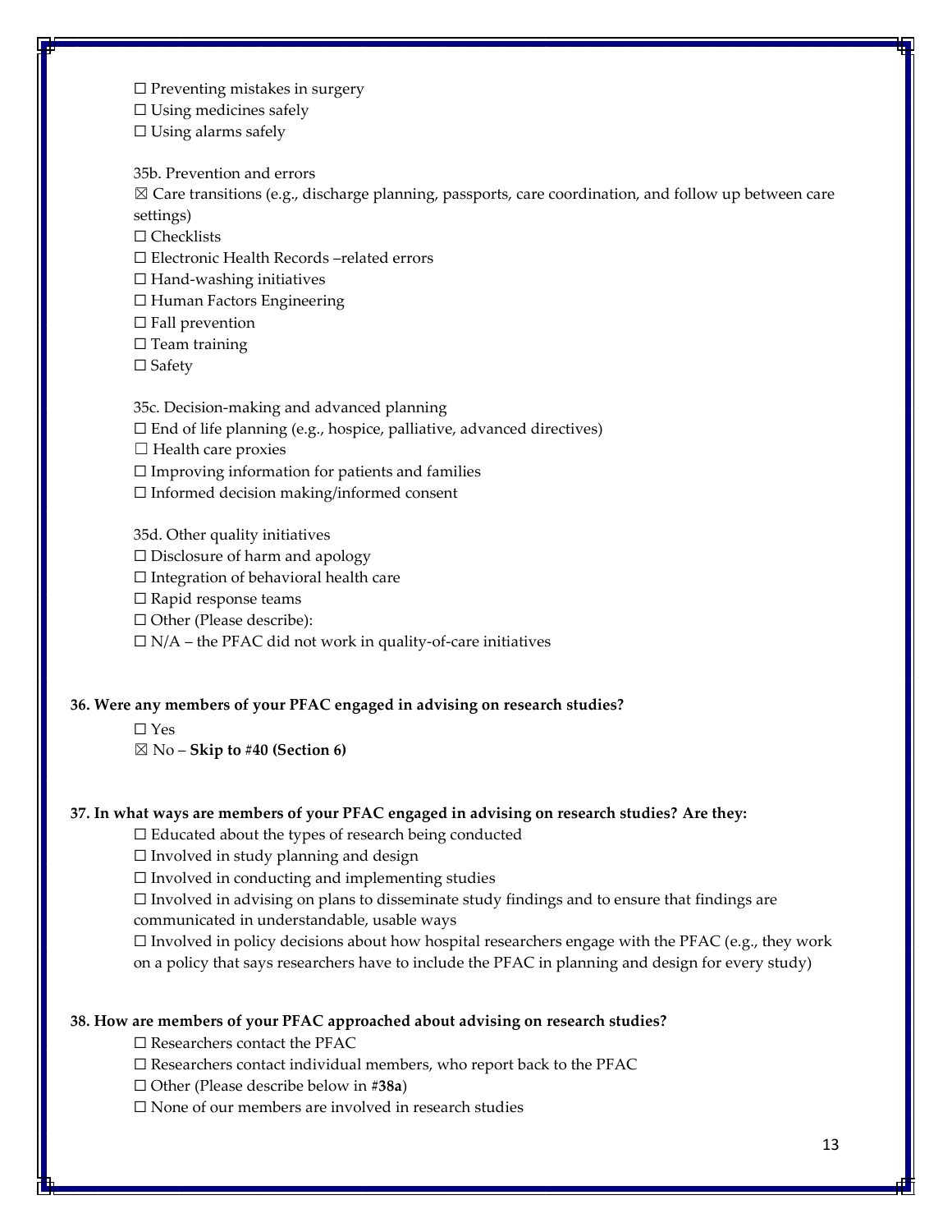☐ Preventing mistakes in surgery
☐ Using medicines safely
☐ Using alarms safely

35b. Prevention and errors

☒ Care transitions (e.g., discharge planning, passports, care coordination, and follow up between care settings)
☐ Checklists
☐ Electronic Health Records –related errors
☐ Hand-washing initiatives
☐ Human Factors Engineering
☐ Fall prevention
☐ Team training
☐ Safety

35c. Decision-making and advanced planning

☐ End of life planning (e.g., hospice, palliative, advanced directives)
☐ Health care proxies
☐ Improving information for patients and families
☐ Informed decision making/informed consent

35d. Other quality initiatives

☐ Disclosure of harm and apology
☐ Integration of behavioral health care
☐ Rapid response teams
☐ Other (Please describe):
☐ N/A – the PFAC did not work in quality-of-care initiatives

**36. Were any members of your PFAC engaged in advising on research studies?**

☐ Yes
☒ No – **Skip to #40 (Section 6)**

**37. In what ways are members of your PFAC engaged in advising on research studies? Are they:**

☐ Educated about the types of research being conducted
☐ Involved in study planning and design
☐ Involved in conducting and implementing studies
☐ Involved in advising on plans to disseminate study findings and to ensure that findings are communicated in understandable, usable ways
☐ Involved in policy decisions about how hospital researchers engage with the PFAC (e.g., they work on a policy that says researchers have to include the PFAC in planning and design for every study)

**38. How are members of your PFAC approached about advising on research studies?**

☐ Researchers contact the PFAC
☐ Researchers contact individual members, who report back to the PFAC
☐ Other (Please describe below in #**38a**)
☐ None of our members are involved in research studies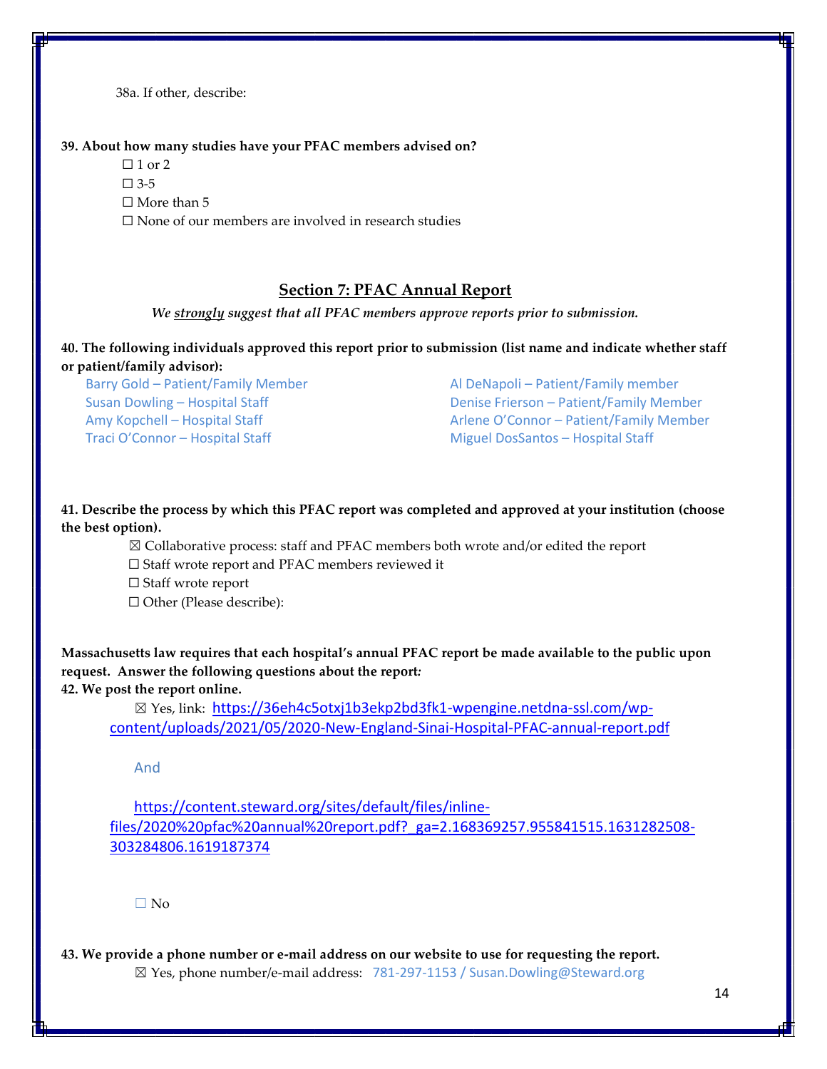38a. If other, describe:

**39. About how many studies have your PFAC members advised on?**

☐ 1 or 2

☐ 3-5

☐ More than 5

☐ None of our members are involved in research studies

## Section 7: PFAC Annual Report

*We strongly suggest that all PFAC members approve reports prior to submission.*

**40. The following individuals approved this report prior to submission (list name and indicate whether staff or patient/family advisor):**

Barry Gold – Patient/Family Member
Susan Dowling – Hospital Staff
Amy Kopchell – Hospital Staff
Traci O'Connor – Hospital Staff
Al DeNapoli – Patient/Family member
Denise Frierson – Patient/Family Member
Arlene O'Connor – Patient/Family Member
Miguel DosSantos – Hospital Staff

**41. Describe the process by which this PFAC report was completed and approved at your institution (choose the best option).**

☒ Collaborative process: staff and PFAC members both wrote and/or edited the report

☐ Staff wrote report and PFAC members reviewed it

☐ Staff wrote report

☐ Other (Please describe):

**Massachusetts law requires that each hospital's annual PFAC report be made available to the public upon request. Answer the following questions about the report:**

**42. We post the report online.**

☒ Yes, link: https://36eh4c5otxj1b3ekp2bd3fk1-wpengine.netdna-ssl.com/wp-content/uploads/2021/05/2020-New-England-Sinai-Hospital-PFAC-annual-report.pdf

And

https://content.steward.org/sites/default/files/inline-files/2020%20pfac%20annual%20report.pdf?_ga=2.168369257.955841515.1631282508-303284806.1619187374

☐ No

**43. We provide a phone number or e-mail address on our website to use for requesting the report.**

☒ Yes, phone number/e-mail address: 781-297-1153 / Susan.Dowling@Steward.org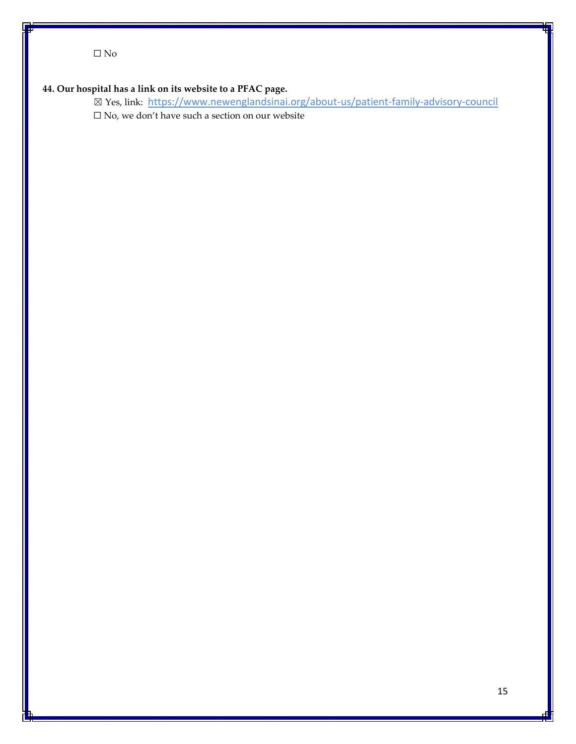☐ No

**44. Our hospital has a link on its website to a PFAC page.**

☒ Yes, link: https://www.newenglandsinai.org/about-us/patient-family-advisory-council

☐ No, we don't have such a section on our website